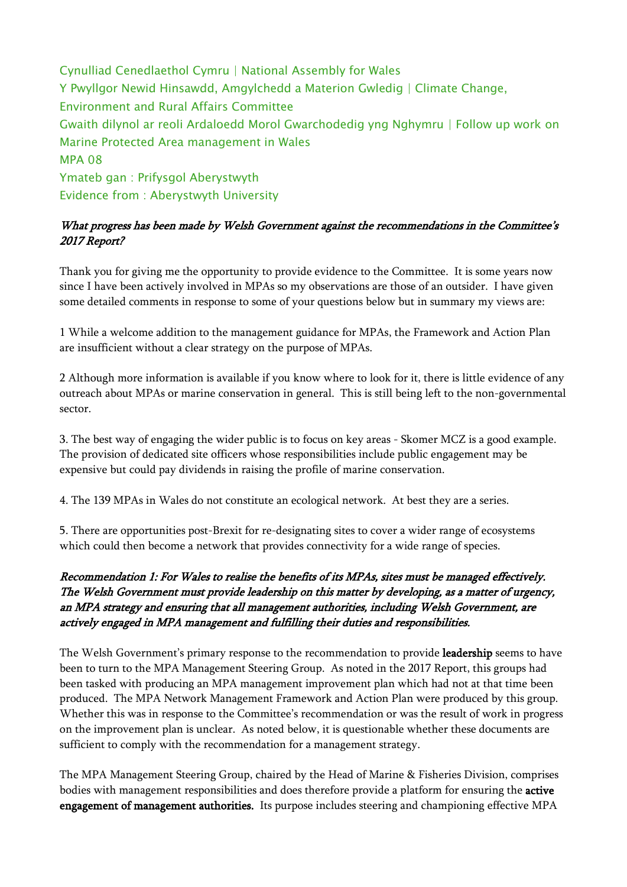Cynulliad Cenedlaethol Cymru | National Assembly for Wales
Y Pwyllgor Newid Hinsawdd, Amgylchedd a Materion Gwledig | Climate Change, Environment and Rural Affairs Committee
Gwaith dilynol ar reoli Ardaloedd Morol Gwarchodedig yng Nghymru | Follow up work on Marine Protected Area management in Wales
MPA 08
Ymateb gan : Prifysgol Aberystwyth
Evidence from : Aberystwyth University

***What progress has been made by Welsh Government against the recommendations in the Committee's 2017 Report?***

Thank you for giving me the opportunity to provide evidence to the Committee. It is some years now since I have been actively involved in MPAs so my observations are those of an outsider. I have given some detailed comments in response to some of your questions below but in summary my views are:

1 While a welcome addition to the management guidance for MPAs, the Framework and Action Plan are insufficient without a clear strategy on the purpose of MPAs.

2 Although more information is available if you know where to look for it, there is little evidence of any outreach about MPAs or marine conservation in general. This is still being left to the non-governmental sector.

3. The best way of engaging the wider public is to focus on key areas - Skomer MCZ is a good example. The provision of dedicated site officers whose responsibilities include public engagement may be expensive but could pay dividends in raising the profile of marine conservation.

4. The 139 MPAs in Wales do not constitute an ecological network. At best they are a series.

5. There are opportunities post-Brexit for re-designating sites to cover a wider range of ecosystems which could then become a network that provides connectivity for a wide range of species.

***Recommendation 1: For Wales to realise the benefits of its MPAs, sites must be managed effectively. The Welsh Government must provide leadership on this matter by developing, as a matter of urgency, an MPA strategy and ensuring that all management authorities, including Welsh Government, are actively engaged in MPA management and fulfilling their duties and responsibilities.***

The Welsh Government's primary response to the recommendation to provide **leadership** seems to have been to turn to the MPA Management Steering Group. As noted in the 2017 Report, this groups had been tasked with producing an MPA management improvement plan which had not at that time been produced. The MPA Network Management Framework and Action Plan were produced by this group. Whether this was in response to the Committee's recommendation or was the result of work in progress on the improvement plan is unclear. As noted below, it is questionable whether these documents are sufficient to comply with the recommendation for a management strategy.

The MPA Management Steering Group, chaired by the Head of Marine & Fisheries Division, comprises bodies with management responsibilities and does therefore provide a platform for ensuring the **active engagement of management authorities.** Its purpose includes steering and championing effective MPA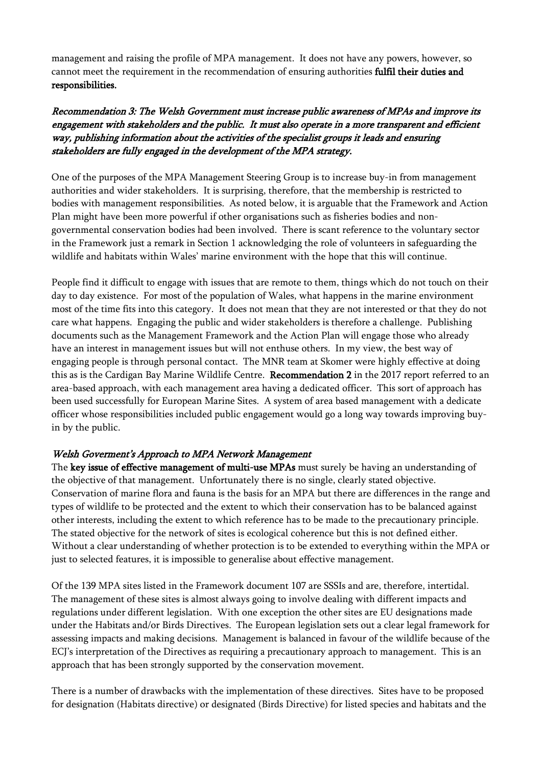management and raising the profile of MPA management. It does not have any powers, however, so cannot meet the requirement in the recommendation of ensuring authorities **fulfil their duties and responsibilities.**

*Recommendation 3: The Welsh Government must increase public awareness of MPAs and improve its engagement with stakeholders and the public. It must also operate in a more transparent and efficient way, publishing information about the activities of the specialist groups it leads and ensuring stakeholders are fully engaged in the development of the MPA strategy.*

One of the purposes of the MPA Management Steering Group is to increase buy-in from management authorities and wider stakeholders. It is surprising, therefore, that the membership is restricted to bodies with management responsibilities. As noted below, it is arguable that the Framework and Action Plan might have been more powerful if other organisations such as fisheries bodies and non-governmental conservation bodies had been involved. There is scant reference to the voluntary sector in the Framework just a remark in Section 1 acknowledging the role of volunteers in safeguarding the wildlife and habitats within Wales' marine environment with the hope that this will continue.

People find it difficult to engage with issues that are remote to them, things which do not touch on their day to day existence. For most of the population of Wales, what happens in the marine environment most of the time fits into this category. It does not mean that they are not interested or that they do not care what happens. Engaging the public and wider stakeholders is therefore a challenge. Publishing documents such as the Management Framework and the Action Plan will engage those who already have an interest in management issues but will not enthuse others. In my view, the best way of engaging people is through personal contact. The MNR team at Skomer were highly effective at doing this as is the Cardigan Bay Marine Wildlife Centre. **Recommendation 2** in the 2017 report referred to an area-based approach, with each management area having a dedicated officer. This sort of approach has been used successfully for European Marine Sites. A system of area based management with a dedicate officer whose responsibilities included public engagement would go a long way towards improving buy-in by the public.

*Welsh Goverment's Approach to MPA Network Management*

The **key issue of effective management of multi-use MPAs** must surely be having an understanding of the objective of that management. Unfortunately there is no single, clearly stated objective. Conservation of marine flora and fauna is the basis for an MPA but there are differences in the range and types of wildlife to be protected and the extent to which their conservation has to be balanced against other interests, including the extent to which reference has to be made to the precautionary principle. The stated objective for the network of sites is ecological coherence but this is not defined either. Without a clear understanding of whether protection is to be extended to everything within the MPA or just to selected features, it is impossible to generalise about effective management.

Of the 139 MPA sites listed in the Framework document 107 are SSSIs and are, therefore, intertidal. The management of these sites is almost always going to involve dealing with different impacts and regulations under different legislation. With one exception the other sites are EU designations made under the Habitats and/or Birds Directives. The European legislation sets out a clear legal framework for assessing impacts and making decisions. Management is balanced in favour of the wildlife because of the ECJ's interpretation of the Directives as requiring a precautionary approach to management. This is an approach that has been strongly supported by the conservation movement.

There is a number of drawbacks with the implementation of these directives. Sites have to be proposed for designation (Habitats directive) or designated (Birds Directive) for listed species and habitats and the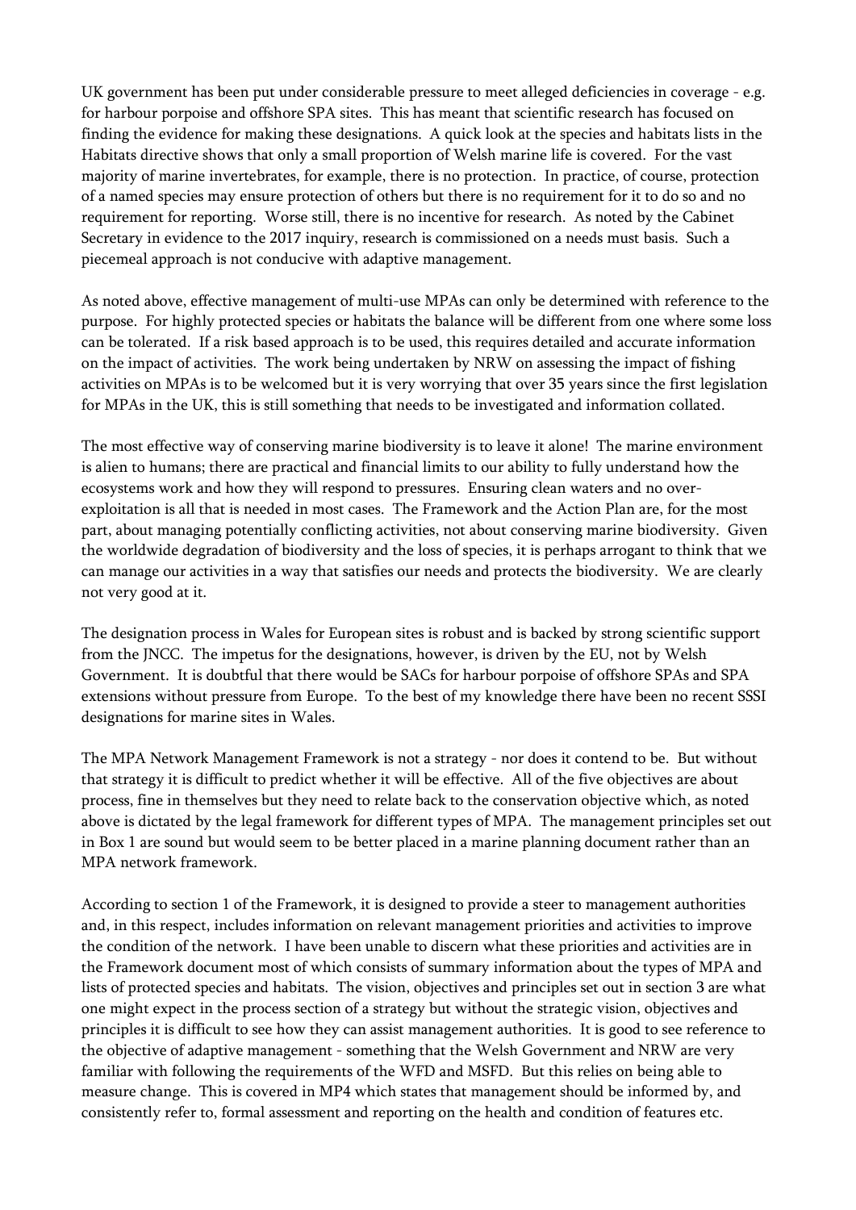UK government has been put under considerable pressure to meet alleged deficiencies in coverage - e.g. for harbour porpoise and offshore SPA sites. This has meant that scientific research has focused on finding the evidence for making these designations. A quick look at the species and habitats lists in the Habitats directive shows that only a small proportion of Welsh marine life is covered. For the vast majority of marine invertebrates, for example, there is no protection. In practice, of course, protection of a named species may ensure protection of others but there is no requirement for it to do so and no requirement for reporting. Worse still, there is no incentive for research. As noted by the Cabinet Secretary in evidence to the 2017 inquiry, research is commissioned on a needs must basis. Such a piecemeal approach is not conducive with adaptive management.

As noted above, effective management of multi-use MPAs can only be determined with reference to the purpose. For highly protected species or habitats the balance will be different from one where some loss can be tolerated. If a risk based approach is to be used, this requires detailed and accurate information on the impact of activities. The work being undertaken by NRW on assessing the impact of fishing activities on MPAs is to be welcomed but it is very worrying that over 35 years since the first legislation for MPAs in the UK, this is still something that needs to be investigated and information collated.

The most effective way of conserving marine biodiversity is to leave it alone! The marine environment is alien to humans; there are practical and financial limits to our ability to fully understand how the ecosystems work and how they will respond to pressures. Ensuring clean waters and no over-exploitation is all that is needed in most cases. The Framework and the Action Plan are, for the most part, about managing potentially conflicting activities, not about conserving marine biodiversity. Given the worldwide degradation of biodiversity and the loss of species, it is perhaps arrogant to think that we can manage our activities in a way that satisfies our needs and protects the biodiversity. We are clearly not very good at it.

The designation process in Wales for European sites is robust and is backed by strong scientific support from the JNCC. The impetus for the designations, however, is driven by the EU, not by Welsh Government. It is doubtful that there would be SACs for harbour porpoise of offshore SPAs and SPA extensions without pressure from Europe. To the best of my knowledge there have been no recent SSSI designations for marine sites in Wales.

The MPA Network Management Framework is not a strategy - nor does it contend to be. But without that strategy it is difficult to predict whether it will be effective. All of the five objectives are about process, fine in themselves but they need to relate back to the conservation objective which, as noted above is dictated by the legal framework for different types of MPA. The management principles set out in Box 1 are sound but would seem to be better placed in a marine planning document rather than an MPA network framework.

According to section 1 of the Framework, it is designed to provide a steer to management authorities and, in this respect, includes information on relevant management priorities and activities to improve the condition of the network. I have been unable to discern what these priorities and activities are in the Framework document most of which consists of summary information about the types of MPA and lists of protected species and habitats. The vision, objectives and principles set out in section 3 are what one might expect in the process section of a strategy but without the strategic vision, objectives and principles it is difficult to see how they can assist management authorities. It is good to see reference to the objective of adaptive management - something that the Welsh Government and NRW are very familiar with following the requirements of the WFD and MSFD. But this relies on being able to measure change. This is covered in MP4 which states that management should be informed by, and consistently refer to, formal assessment and reporting on the health and condition of features etc.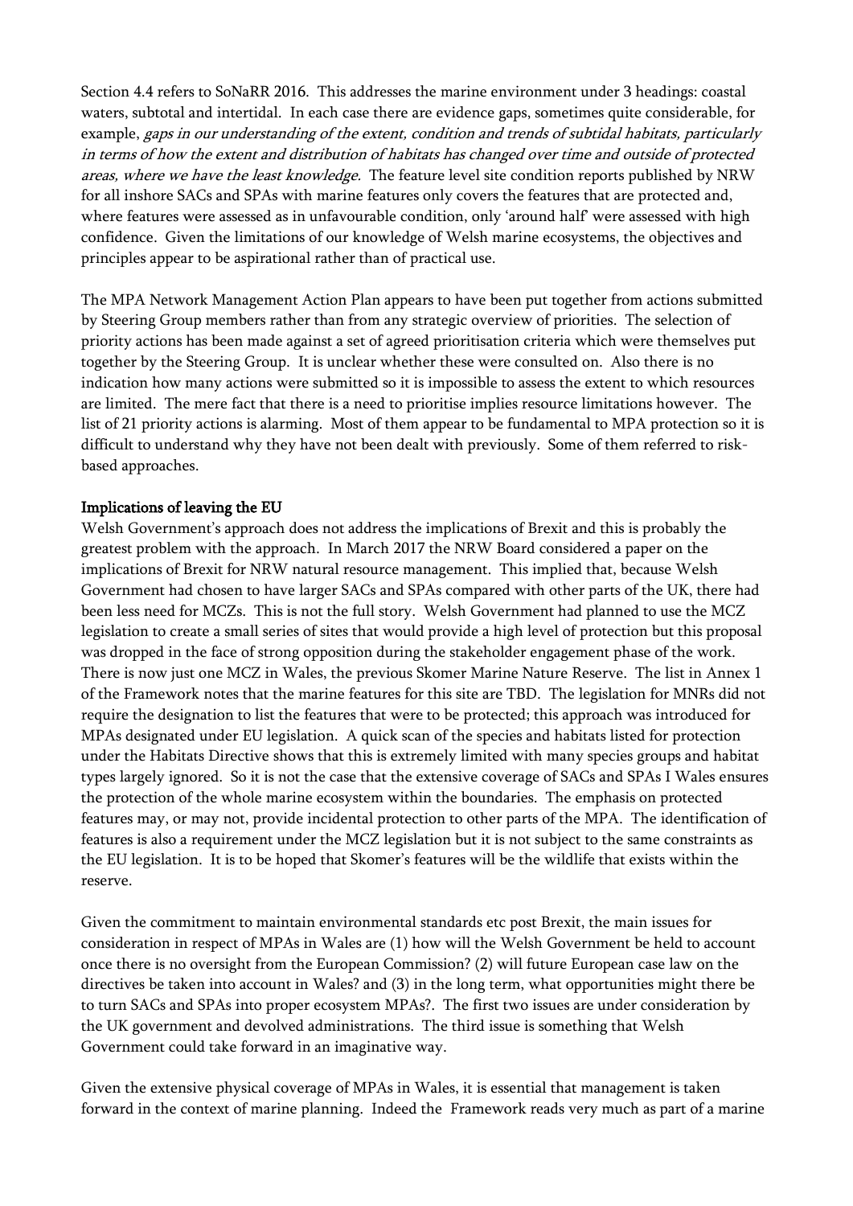Section 4.4 refers to SoNaRR 2016. This addresses the marine environment under 3 headings: coastal waters, subtotal and intertidal. In each case there are evidence gaps, sometimes quite considerable, for example, *gaps in our understanding of the extent, condition and trends of subtidal habitats, particularly in terms of how the extent and distribution of habitats has changed over time and outside of protected areas, where we have the least knowledge.* The feature level site condition reports published by NRW for all inshore SACs and SPAs with marine features only covers the features that are protected and, where features were assessed as in unfavourable condition, only 'around half' were assessed with high confidence. Given the limitations of our knowledge of Welsh marine ecosystems, the objectives and principles appear to be aspirational rather than of practical use.

The MPA Network Management Action Plan appears to have been put together from actions submitted by Steering Group members rather than from any strategic overview of priorities. The selection of priority actions has been made against a set of agreed prioritisation criteria which were themselves put together by the Steering Group. It is unclear whether these were consulted on. Also there is no indication how many actions were submitted so it is impossible to assess the extent to which resources are limited. The mere fact that there is a need to prioritise implies resource limitations however. The list of 21 priority actions is alarming. Most of them appear to be fundamental to MPA protection so it is difficult to understand why they have not been dealt with previously. Some of them referred to risk-based approaches.

**Implications of leaving the EU**

Welsh Government's approach does not address the implications of Brexit and this is probably the greatest problem with the approach. In March 2017 the NRW Board considered a paper on the implications of Brexit for NRW natural resource management. This implied that, because Welsh Government had chosen to have larger SACs and SPAs compared with other parts of the UK, there had been less need for MCZs. This is not the full story. Welsh Government had planned to use the MCZ legislation to create a small series of sites that would provide a high level of protection but this proposal was dropped in the face of strong opposition during the stakeholder engagement phase of the work. There is now just one MCZ in Wales, the previous Skomer Marine Nature Reserve. The list in Annex 1 of the Framework notes that the marine features for this site are TBD. The legislation for MNRs did not require the designation to list the features that were to be protected; this approach was introduced for MPAs designated under EU legislation. A quick scan of the species and habitats listed for protection under the Habitats Directive shows that this is extremely limited with many species groups and habitat types largely ignored. So it is not the case that the extensive coverage of SACs and SPAs I Wales ensures the protection of the whole marine ecosystem within the boundaries. The emphasis on protected features may, or may not, provide incidental protection to other parts of the MPA. The identification of features is also a requirement under the MCZ legislation but it is not subject to the same constraints as the EU legislation. It is to be hoped that Skomer's features will be the wildlife that exists within the reserve.

Given the commitment to maintain environmental standards etc post Brexit, the main issues for consideration in respect of MPAs in Wales are (1) how will the Welsh Government be held to account once there is no oversight from the European Commission? (2) will future European case law on the directives be taken into account in Wales? and (3) in the long term, what opportunities might there be to turn SACs and SPAs into proper ecosystem MPAs?. The first two issues are under consideration by the UK government and devolved administrations. The third issue is something that Welsh Government could take forward in an imaginative way.

Given the extensive physical coverage of MPAs in Wales, it is essential that management is taken forward in the context of marine planning. Indeed the Framework reads very much as part of a marine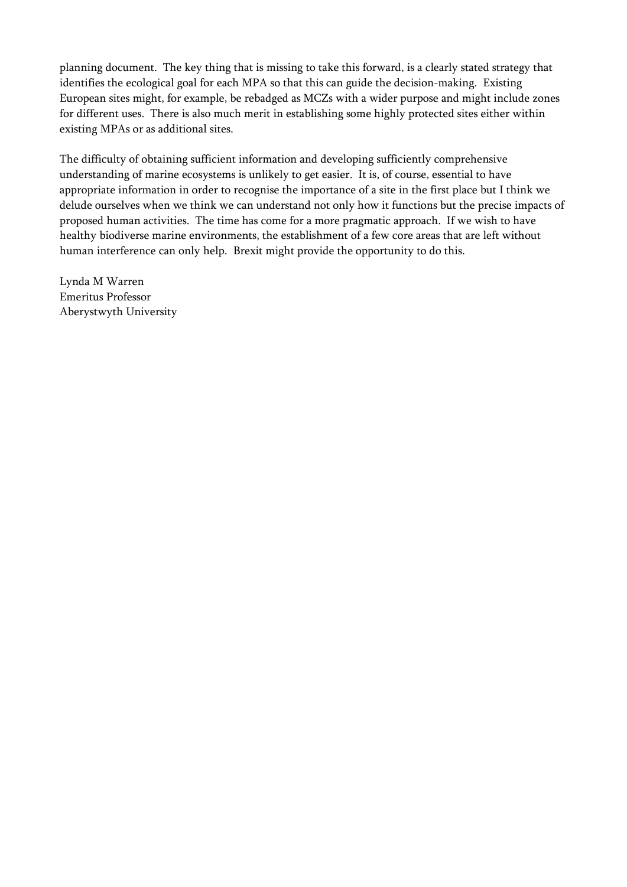planning document. The key thing that is missing to take this forward, is a clearly stated strategy that identifies the ecological goal for each MPA so that this can guide the decision-making. Existing European sites might, for example, be rebadged as MCZs with a wider purpose and might include zones for different uses. There is also much merit in establishing some highly protected sites either within existing MPAs or as additional sites.

The difficulty of obtaining sufficient information and developing sufficiently comprehensive understanding of marine ecosystems is unlikely to get easier. It is, of course, essential to have appropriate information in order to recognise the importance of a site in the first place but I think we delude ourselves when we think we can understand not only how it functions but the precise impacts of proposed human activities. The time has come for a more pragmatic approach. If we wish to have healthy biodiverse marine environments, the establishment of a few core areas that are left without human interference can only help. Brexit might provide the opportunity to do this.

Lynda M Warren
Emeritus Professor
Aberystwyth University